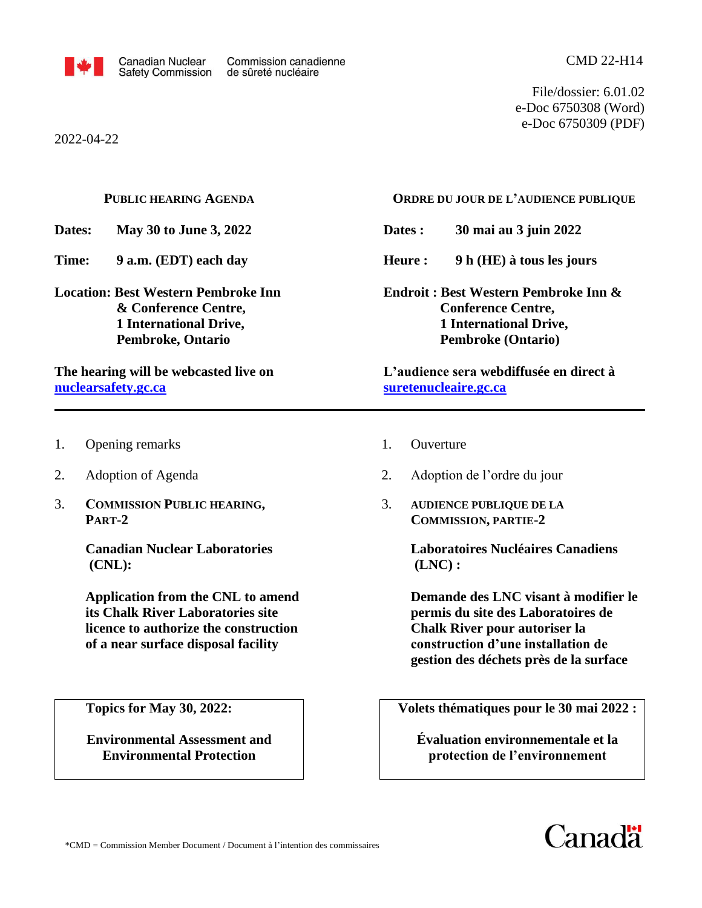Canadian Nuclear Safety Commission / Commission canadienne de sûreté nucléaire

CMD 22-H14

File/dossier: 6.01.02
e-Doc 6750308 (Word)
e-Doc 6750309 (PDF)

2022-04-22

## PUBLIC HEARING AGENDA

**Dates:** **May 30 to June 3, 2022**

**Time:** **9 a.m. (EDT) each day**

**Location: Best Western Pembroke Inn & Conference Centre, 1 International Drive, Pembroke, Ontario**

**The hearing will be webcasted live on nuclearsafety.gc.ca**

1. Opening remarks
2. Adoption of Agenda
3. **COMMISSION PUBLIC HEARING, PART-2**

   **Canadian Nuclear Laboratories (CNL):**

   **Application from the CNL to amend its Chalk River Laboratories site licence to authorize the construction of a near surface disposal facility**

**Topics for May 30, 2022:**

**Environmental Assessment and Environmental Protection**

## ORDRE DU JOUR DE L'AUDIENCE PUBLIQUE

**Dates :** **30 mai au 3 juin 2022**

**Heure :** **9 h (HE) à tous les jours**

**Endroit : Best Western Pembroke Inn & Conference Centre, 1 International Drive, Pembroke (Ontario)**

**L'audience sera webdiffusée en direct à suretenucleaire.gc.ca**

1. Ouverture
2. Adoption de l'ordre du jour
3. **AUDIENCE PUBLIQUE DE LA COMMISSION, PARTIE-2**

   **Laboratoires Nucléaires Canadiens (LNC) :**

   **Demande des LNC visant à modifier le permis du site des Laboratoires de Chalk River pour autoriser la construction d'une installation de gestion des déchets près de la surface**

**Volets thématiques pour le 30 mai 2022 :**

**Évaluation environnementale et la protection de l'environnement**

*CMD = Commission Member Document / Document à l'intention des commissaires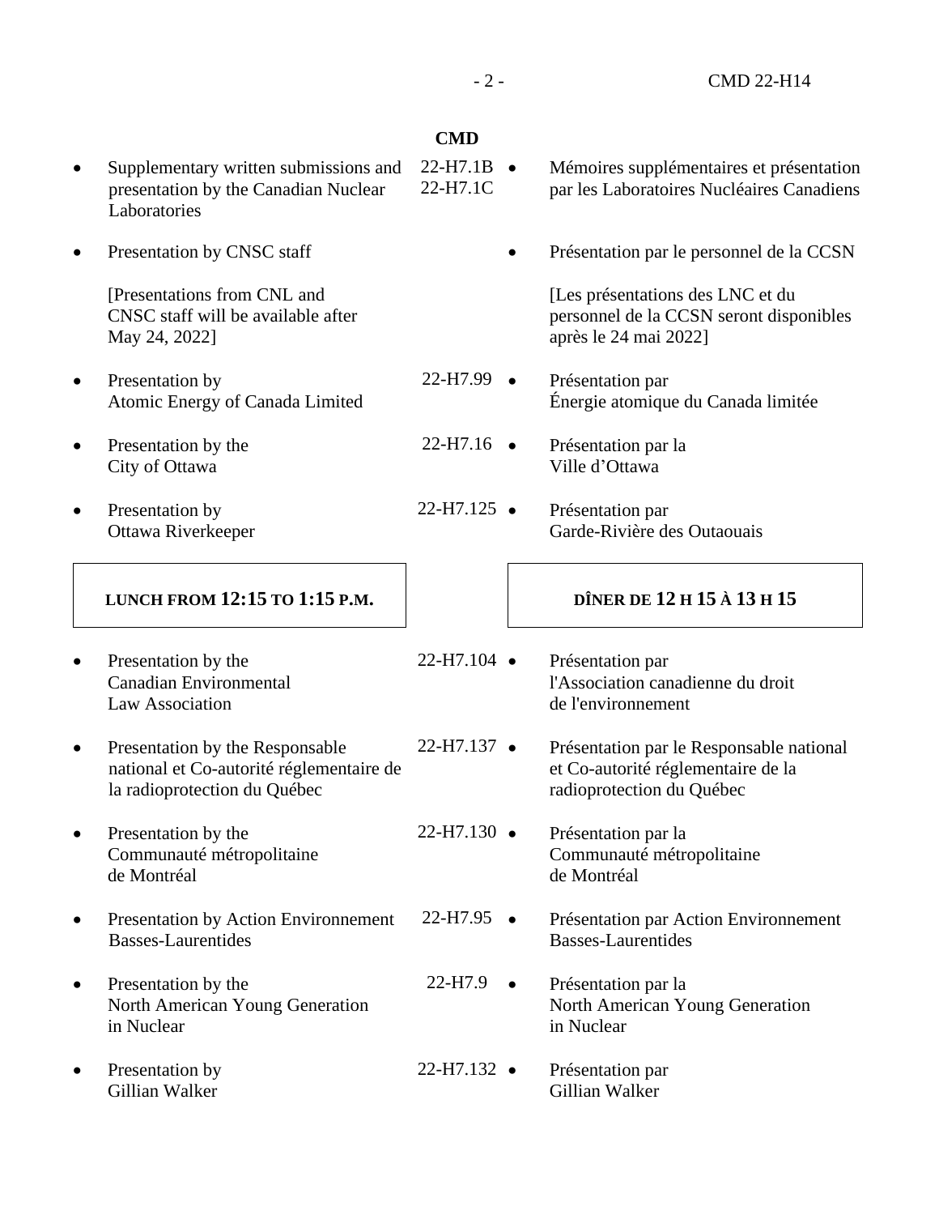| | CMD | |
|---|---|---|
| • Supplementary written submissions and presentation by the Canadian Nuclear Laboratories | 22-H7.1B<br>22-H7.1C | • Mémoires supplémentaires et présentation par les Laboratoires Nucléaires Canadiens |
| • Presentation by CNSC staff<br><br>[Presentations from CNL and CNSC staff will be available after May 24, 2022] | | • Présentation par le personnel de la CCSN<br><br>[Les présentations des LNC et du personnel de la CCSN seront disponibles après le 24 mai 2022] |
| • Presentation by Atomic Energy of Canada Limited | 22-H7.99 | • Présentation par Énergie atomique du Canada limitée |
| • Presentation by the City of Ottawa | 22-H7.16 | • Présentation par la Ville d'Ottawa |
| • Presentation by Ottawa Riverkeeper | 22-H7.125 | • Présentation par Garde-Rivière des Outaouais |
| **LUNCH FROM 12:15 TO 1:15 P.M.** | | **DÎNER DE 12 H 15 À 13 H 15** |
| • Presentation by the Canadian Environmental Law Association | 22-H7.104 | • Présentation par l'Association canadienne du droit de l'environnement |
| • Presentation by the Responsable national et Co-autorité réglementaire de la radioprotection du Québec | 22-H7.137 | • Présentation par le Responsable national et Co-autorité réglementaire de la radioprotection du Québec |
| • Presentation by the Communauté métropolitaine de Montréal | 22-H7.130 | • Présentation par la Communauté métropolitaine de Montréal |
| • Presentation by Action Environnement Basses-Laurentides | 22-H7.95 | • Présentation par Action Environnement Basses-Laurentides |
| • Presentation by the North American Young Generation in Nuclear | 22-H7.9 | • Présentation par la North American Young Generation in Nuclear |
| • Presentation by Gillian Walker | 22-H7.132 | • Présentation par Gillian Walker |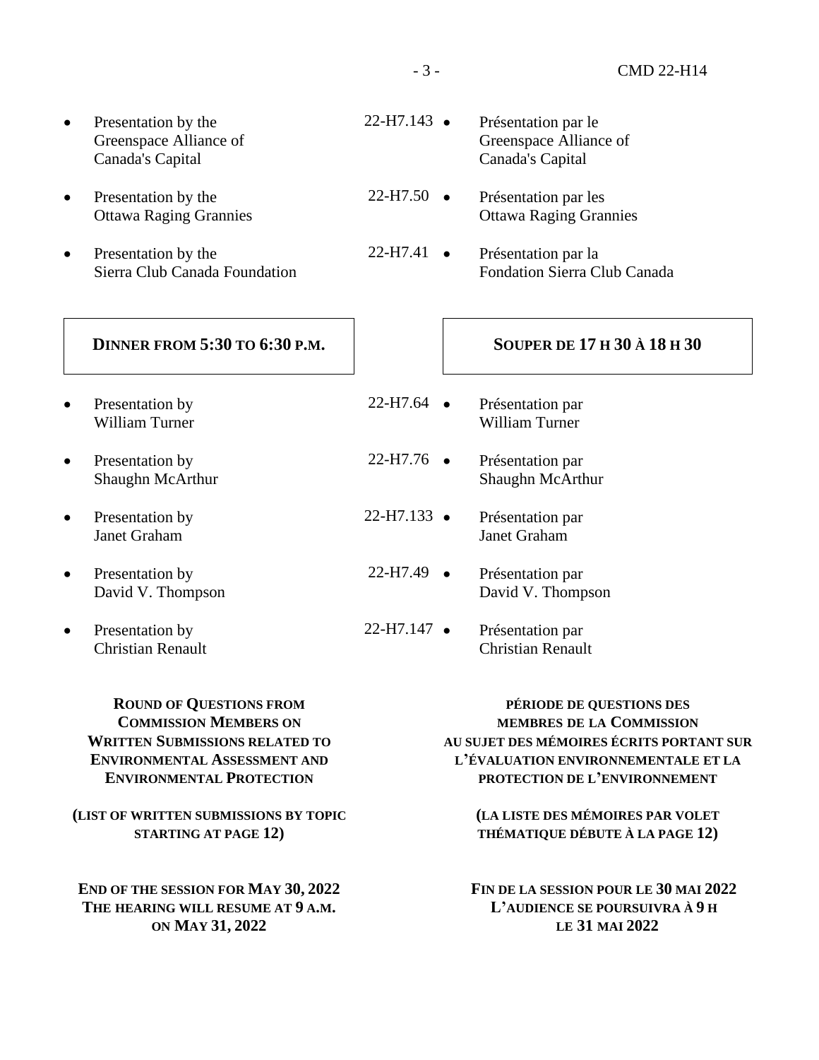| | | |
|---|---|---|
| • Presentation by the Greenspace Alliance of Canada's Capital | 22-H7.143 | • Présentation par le Greenspace Alliance of Canada's Capital |
| • Presentation by the Ottawa Raging Grannies | 22-H7.50 | • Présentation par les Ottawa Raging Grannies |
| • Presentation by the Sierra Club Canada Foundation | 22-H7.41 | • Présentation par la Fondation Sierra Club Canada |

**DINNER FROM 5:30 TO 6:30 P.M.** | **SOUPER DE 17 H 30 À 18 H 30**

| | | |
|---|---|---|
| • Presentation by William Turner | 22-H7.64 | • Présentation par William Turner |
| • Presentation by Shaughn McArthur | 22-H7.76 | • Présentation par Shaughn McArthur |
| • Presentation by Janet Graham | 22-H7.133 | • Présentation par Janet Graham |
| • Presentation by David V. Thompson | 22-H7.49 | • Présentation par David V. Thompson |
| • Presentation by Christian Renault | 22-H7.147 | • Présentation par Christian Renault |

**ROUND OF QUESTIONS FROM COMMISSION MEMBERS ON WRITTEN SUBMISSIONS RELATED TO ENVIRONMENTAL ASSESSMENT AND ENVIRONMENTAL PROTECTION**

**(LIST OF WRITTEN SUBMISSIONS BY TOPIC STARTING AT PAGE 12)**

**PÉRIODE DE QUESTIONS DES MEMBRES DE LA COMMISSION AU SUJET DES MÉMOIRES ÉCRITS PORTANT SUR L'ÉVALUATION ENVIRONNEMENTALE ET LA PROTECTION DE L'ENVIRONNEMENT**

**(LA LISTE DES MÉMOIRES PAR VOLET THÉMATIQUE DÉBUTE À LA PAGE 12)**

**END OF THE SESSION FOR MAY 30, 2022**
**THE HEARING WILL RESUME AT 9 A.M. ON MAY 31, 2022**

**FIN DE LA SESSION POUR LE 30 MAI 2022**
**L'AUDIENCE SE POURSUIVRA À 9 H LE 31 MAI 2022**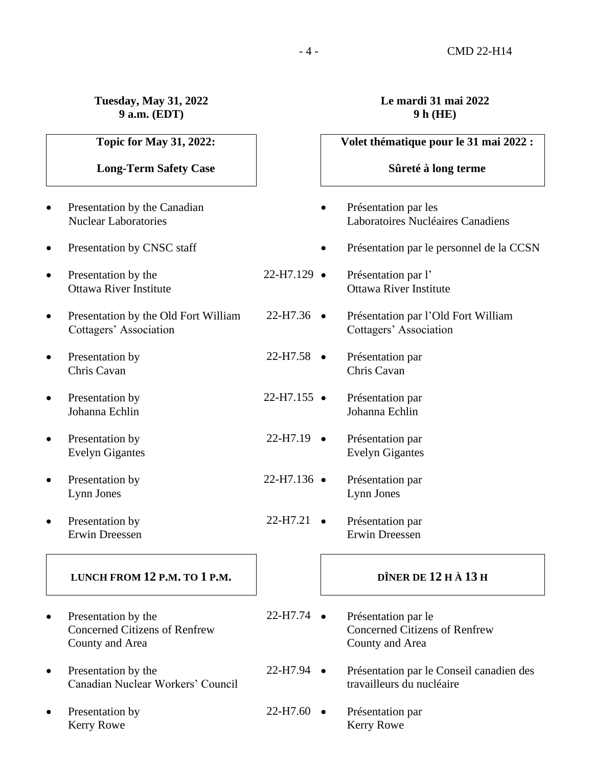**Tuesday, May 31, 2022**
**9 a.m. (EDT)**

**Le mardi 31 mai 2022**
**9 h (HE)**

| Topic for May 31, 2022: Long-Term Safety Case | | Volet thématique pour le 31 mai 2022 : Sûreté à long terme |
|---|---|---|
| • Presentation by the Canadian Nuclear Laboratories | | • Présentation par les Laboratoires Nucléaires Canadiens |
| • Presentation by CNSC staff | | • Présentation par le personnel de la CCSN |
| • Presentation by the Ottawa River Institute | 22-H7.129 | • Présentation par l'Ottawa River Institute |
| • Presentation by the Old Fort William Cottagers' Association | 22-H7.36 | • Présentation par l'Old Fort William Cottagers' Association |
| • Presentation by Chris Cavan | 22-H7.58 | • Présentation par Chris Cavan |
| • Presentation by Johanna Echlin | 22-H7.155 | • Présentation par Johanna Echlin |
| • Presentation by Evelyn Gigantes | 22-H7.19 | • Présentation par Evelyn Gigantes |
| • Presentation by Lynn Jones | 22-H7.136 | • Présentation par Lynn Jones |
| • Presentation by Erwin Dreessen | 22-H7.21 | • Présentation par Erwin Dreessen |
| **LUNCH FROM 12 P.M. TO 1 P.M.** | | **DÎNER DE 12 H À 13 H** |
| • Presentation by the Concerned Citizens of Renfrew County and Area | 22-H7.74 | • Présentation par le Concerned Citizens of Renfrew County and Area |
| • Presentation by the Canadian Nuclear Workers' Council | 22-H7.94 | • Présentation par le Conseil canadien des travailleurs du nucléaire |
| • Presentation by Kerry Rowe | 22-H7.60 | • Présentation par Kerry Rowe |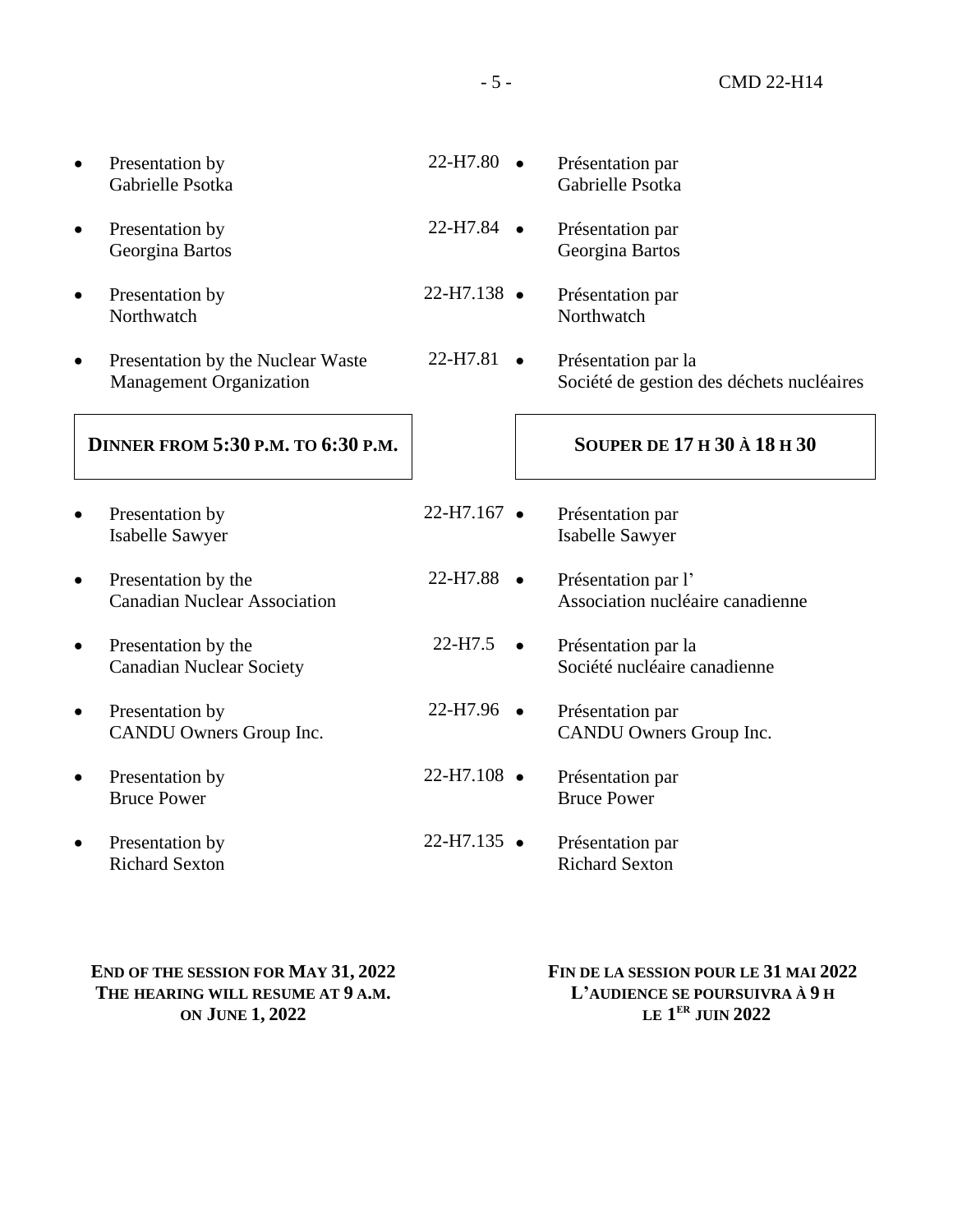| English | Document | Français |
|---|---|---|
| Presentation by Gabrielle Psotka | 22-H7.80 | Présentation par Gabrielle Psotka |
| Presentation by Georgina Bartos | 22-H7.84 | Présentation par Georgina Bartos |
| Presentation by Northwatch | 22-H7.138 | Présentation par Northwatch |
| Presentation by the Nuclear Waste Management Organization | 22-H7.81 | Présentation par la Société de gestion des déchets nucléaires |
| **DINNER FROM 5:30 P.M. TO 6:30 P.M.** | | **SOUPER DE 17 H 30 À 18 H 30** |
| Presentation by Isabelle Sawyer | 22-H7.167 | Présentation par Isabelle Sawyer |
| Presentation by the Canadian Nuclear Association | 22-H7.88 | Présentation par l' Association nucléaire canadienne |
| Presentation by the Canadian Nuclear Society | 22-H7.5 | Présentation par la Société nucléaire canadienne |
| Presentation by CANDU Owners Group Inc. | 22-H7.96 | Présentation par CANDU Owners Group Inc. |
| Presentation by Bruce Power | 22-H7.108 | Présentation par Bruce Power |
| Presentation by Richard Sexton | 22-H7.135 | Présentation par Richard Sexton |

**END OF THE SESSION FOR MAY 31, 2022**
**THE HEARING WILL RESUME AT 9 A.M. ON JUNE 1, 2022**

**FIN DE LA SESSION POUR LE 31 MAI 2022**
**L'AUDIENCE SE POURSUIVRA À 9 H LE 1ER JUIN 2022**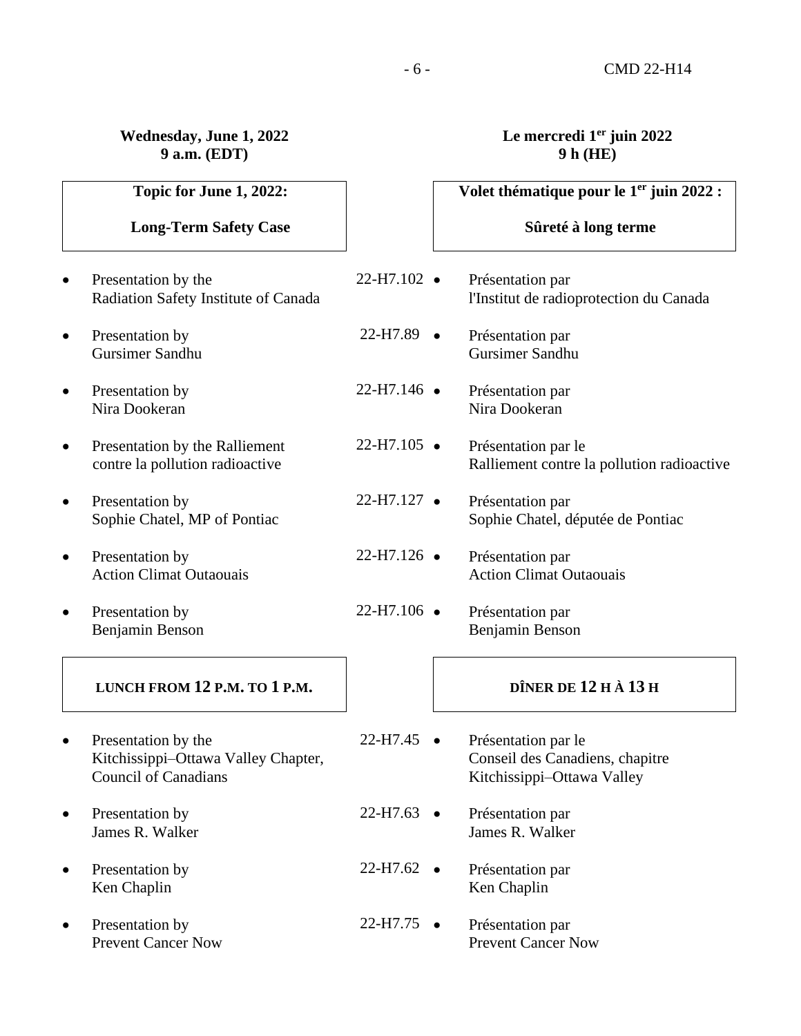**Wednesday, June 1, 2022**
**9 a.m. (EDT)**

**Le mercredi 1er juin 2022**
**9 h (HE)**

**Topic for June 1, 2022:**

**Long-Term Safety Case**

**Volet thématique pour le 1er juin 2022 :**

**Sûreté à long terme**

| English | CMD | Français |
|---|---|---|
| • Presentation by the Radiation Safety Institute of Canada | 22-H7.102 | • Présentation par l'Institut de radioprotection du Canada |
| • Presentation by Gursimer Sandhu | 22-H7.89 | • Présentation par Gursimer Sandhu |
| • Presentation by Nira Dookeran | 22-H7.146 | • Présentation par Nira Dookeran |
| • Presentation by the Ralliement contre la pollution radioactive | 22-H7.105 | • Présentation par le Ralliement contre la pollution radioactive |
| • Presentation by Sophie Chatel, MP of Pontiac | 22-H7.127 | • Présentation par Sophie Chatel, députée de Pontiac |
| • Presentation by Action Climat Outaouais | 22-H7.126 | • Présentation par Action Climat Outaouais |
| • Presentation by Benjamin Benson | 22-H7.106 | • Présentation par Benjamin Benson |

**LUNCH FROM 12 P.M. TO 1 P.M.**

**DÎNER DE 12 H À 13 H**

| English | CMD | Français |
|---|---|---|
| • Presentation by the Kitchissippi–Ottawa Valley Chapter, Council of Canadians | 22-H7.45 | • Présentation par le Conseil des Canadiens, chapitre Kitchissippi–Ottawa Valley |
| • Presentation by James R. Walker | 22-H7.63 | • Présentation par James R. Walker |
| • Presentation by Ken Chaplin | 22-H7.62 | • Présentation par Ken Chaplin |
| • Presentation by Prevent Cancer Now | 22-H7.75 | • Présentation par Prevent Cancer Now |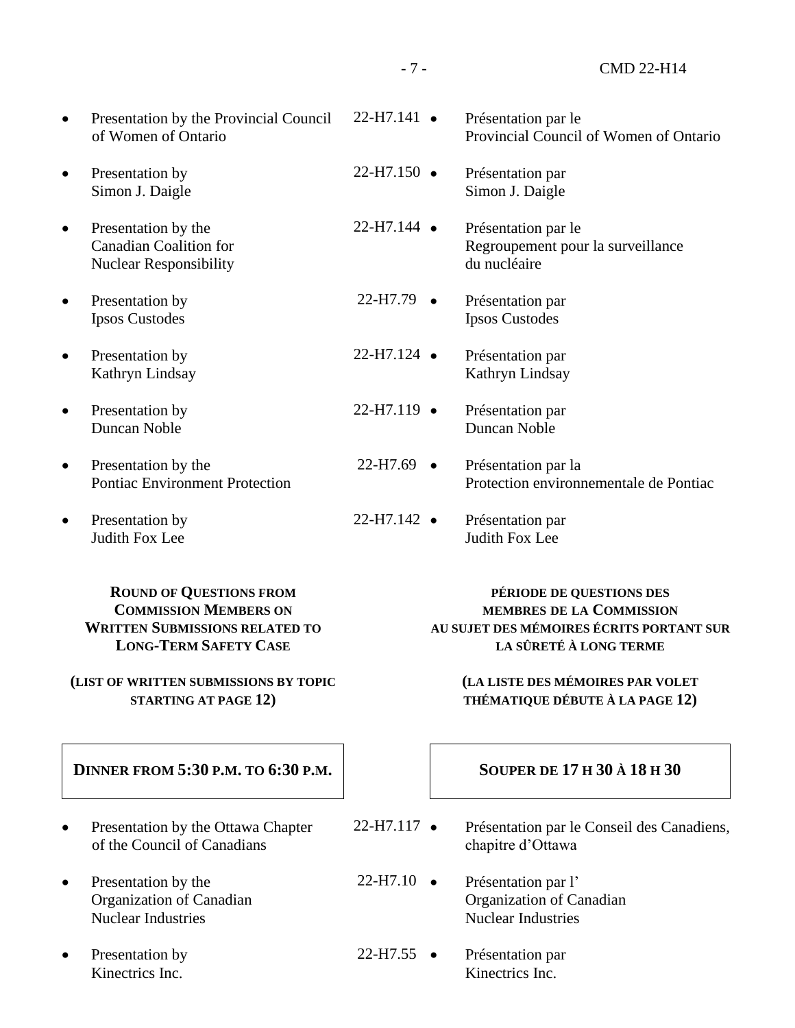| English | CMD | Français |
|---|---|---|
| • Presentation by the Provincial Council of Women of Ontario | 22-H7.141 | • Présentation par le Provincial Council of Women of Ontario |
| • Presentation by Simon J. Daigle | 22-H7.150 | • Présentation par Simon J. Daigle |
| • Presentation by the Canadian Coalition for Nuclear Responsibility | 22-H7.144 | • Présentation par le Regroupement pour la surveillance du nucléaire |
| • Presentation by Ipsos Custodes | 22-H7.79 | • Présentation par Ipsos Custodes |
| • Presentation by Kathryn Lindsay | 22-H7.124 | • Présentation par Kathryn Lindsay |
| • Presentation by Duncan Noble | 22-H7.119 | • Présentation par Duncan Noble |
| • Presentation by the Pontiac Environment Protection | 22-H7.69 | • Présentation par la Protection environnementale de Pontiac |
| • Presentation by Judith Fox Lee | 22-H7.142 | • Présentation par Judith Fox Lee |

**ROUND OF QUESTIONS FROM COMMISSION MEMBERS ON WRITTEN SUBMISSIONS RELATED TO LONG-TERM SAFETY CASE**

**(LIST OF WRITTEN SUBMISSIONS BY TOPIC STARTING AT PAGE 12)**

**PÉRIODE DE QUESTIONS DES MEMBRES DE LA COMMISSION AU SUJET DES MÉMOIRES ÉCRITS PORTANT SUR LA SÛRETÉ À LONG TERME**

**(LA LISTE DES MÉMOIRES PAR VOLET THÉMATIQUE DÉBUTE À LA PAGE 12)**

**DINNER FROM 5:30 P.M. TO 6:30 P.M.**

**SOUPER DE 17 H 30 À 18 H 30**

| English | CMD | Français |
|---|---|---|
| • Presentation by the Ottawa Chapter of the Council of Canadians | 22-H7.117 | • Présentation par le Conseil des Canadiens, chapitre d'Ottawa |
| • Presentation by the Organization of Canadian Nuclear Industries | 22-H7.10 | • Présentation par l' Organization of Canadian Nuclear Industries |
| • Presentation by Kinectrics Inc. | 22-H7.55 | • Présentation par Kinectrics Inc. |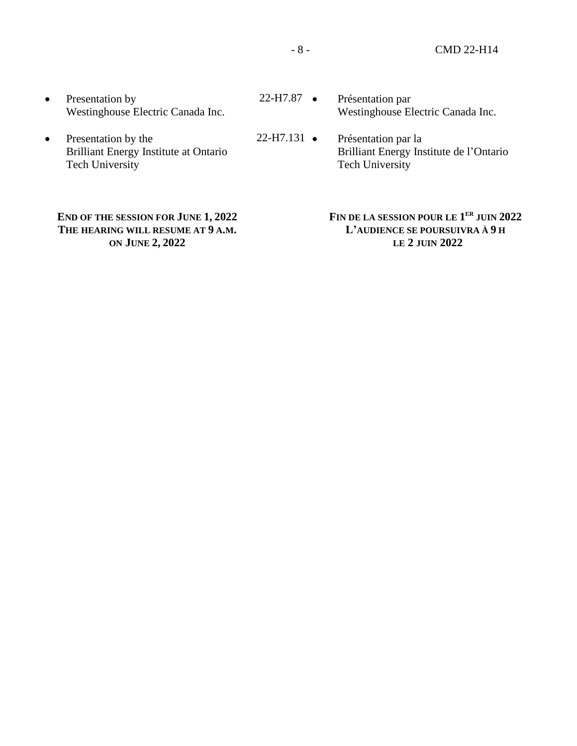| | | |
|---|---|---|
| • Presentation by Westinghouse Electric Canada Inc. | 22-H7.87 | • Présentation par Westinghouse Electric Canada Inc. |
| • Presentation by the Brilliant Energy Institute at Ontario Tech University | 22-H7.131 | • Présentation par la Brilliant Energy Institute de l'Ontario Tech University |

**END OF THE SESSION FOR JUNE 1, 2022**
**THE HEARING WILL RESUME AT 9 A.M. ON JUNE 2, 2022**

**FIN DE LA SESSION POUR LE 1ER JUIN 2022**
**L'AUDIENCE SE POURSUIVRA À 9 H LE 2 JUIN 2022**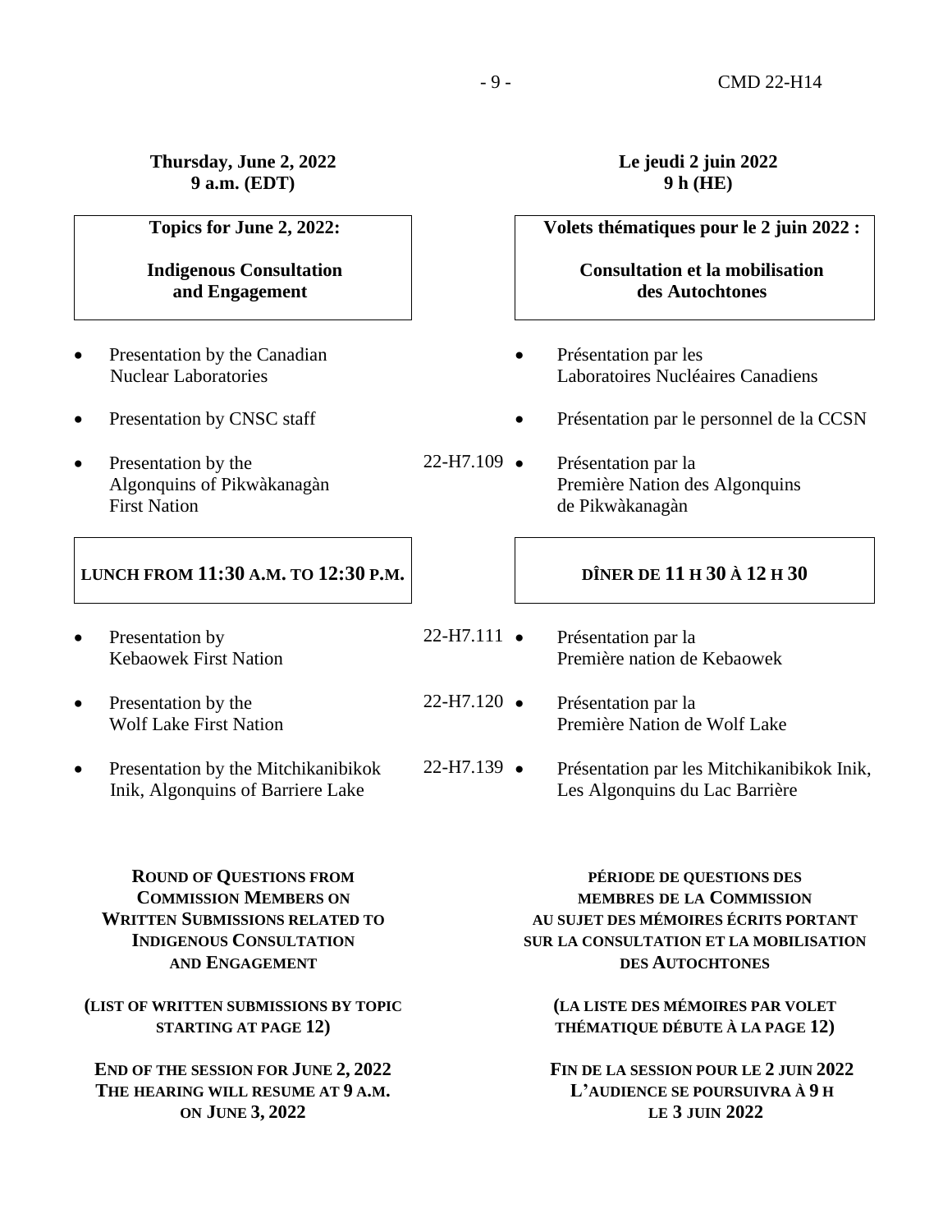**Thursday, June 2, 2022**
**9 a.m. (EDT)**

**Topics for June 2, 2022:**

**Indigenous Consultation and Engagement**

- Presentation by the Canadian Nuclear Laboratories
- Presentation by CNSC staff
- Presentation by the Algonquins of Pikwàkanagàn First Nation

**LUNCH FROM 11:30 A.M. TO 12:30 P.M.**

- Presentation by Kebaowek First Nation
- Presentation by the Wolf Lake First Nation
- Presentation by the Mitchikanibikok Inik, Algonquins of Barriere Lake

**ROUND OF QUESTIONS FROM COMMISSION MEMBERS ON WRITTEN SUBMISSIONS RELATED TO INDIGENOUS CONSULTATION AND ENGAGEMENT**

**(LIST OF WRITTEN SUBMISSIONS BY TOPIC STARTING AT PAGE 12)**

**END OF THE SESSION FOR JUNE 2, 2022**
**THE HEARING WILL RESUME AT 9 A.M. ON JUNE 3, 2022**

**Le jeudi 2 juin 2022**
**9 h (HE)**

**Volets thématiques pour le 2 juin 2022 :**

**Consultation et la mobilisation des Autochtones**

- Présentation par les Laboratoires Nucléaires Canadiens
- Présentation par le personnel de la CCSN
- 22-H7.109 Présentation par la Première Nation des Algonquins de Pikwàkanagàn

**DÎNER DE 11 H 30 À 12 H 30**

- 22-H7.111 Présentation par la Première nation de Kebaowek
- 22-H7.120 Présentation par la Première Nation de Wolf Lake
- 22-H7.139 Présentation par les Mitchikanibikok Inik, Les Algonquins du Lac Barrière

**PÉRIODE DE QUESTIONS DES MEMBRES DE LA COMMISSION AU SUJET DES MÉMOIRES ÉCRITS PORTANT SUR LA CONSULTATION ET LA MOBILISATION DES AUTOCHTONES**

**(LA LISTE DES MÉMOIRES PAR VOLET THÉMATIQUE DÉBUTE À LA PAGE 12)**

**FIN DE LA SESSION POUR LE 2 JUIN 2022**
**L'AUDIENCE SE POURSUIVRA À 9 H LE 3 JUIN 2022**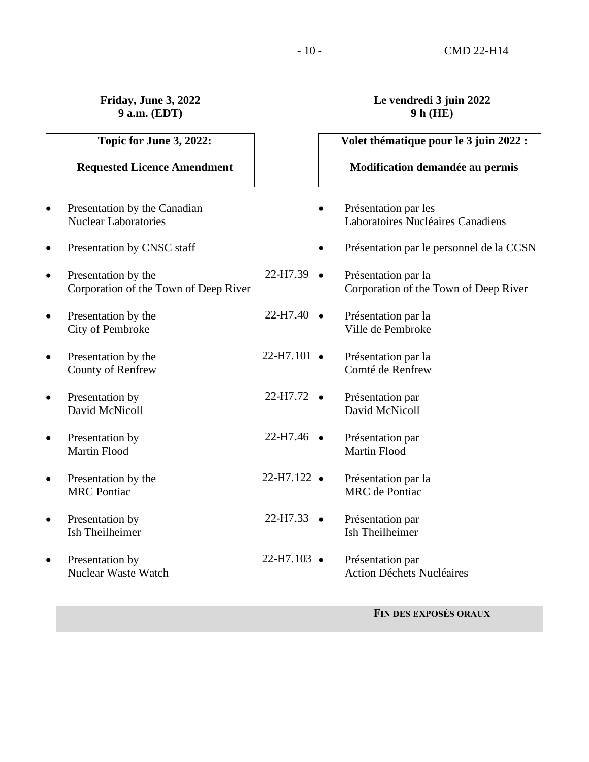**Friday, June 3, 2022**
**9 a.m. (EDT)**

**Le vendredi 3 juin 2022**
**9 h (HE)**

| **Topic for June 3, 2022:** **Requested Licence Amendment** | | **Volet thématique pour le 3 juin 2022 :** **Modification demandée au permis** |
|---|---|---|
| • Presentation by the Canadian Nuclear Laboratories | | • Présentation par les Laboratoires Nucléaires Canadiens |
| • Presentation by CNSC staff | | • Présentation par le personnel de la CCSN |
| • Presentation by the Corporation of the Town of Deep River | 22-H7.39 | • Présentation par la Corporation of the Town of Deep River |
| • Presentation by the City of Pembroke | 22-H7.40 | • Présentation par la Ville de Pembroke |
| • Presentation by the County of Renfrew | 22-H7.101 | • Présentation par la Comté de Renfrew |
| • Presentation by David McNicoll | 22-H7.72 | • Présentation par David McNicoll |
| • Presentation by Martin Flood | 22-H7.46 | • Présentation par Martin Flood |
| • Presentation by the MRC Pontiac | 22-H7.122 | • Présentation par la MRC de Pontiac |
| • Presentation by Ish Theilheimer | 22-H7.33 | • Présentation par Ish Theilheimer |
| • Presentation by Nuclear Waste Watch | 22-H7.103 | • Présentation par Action Déchets Nucléaires |

**FIN DES EXPOSÉS ORAUX**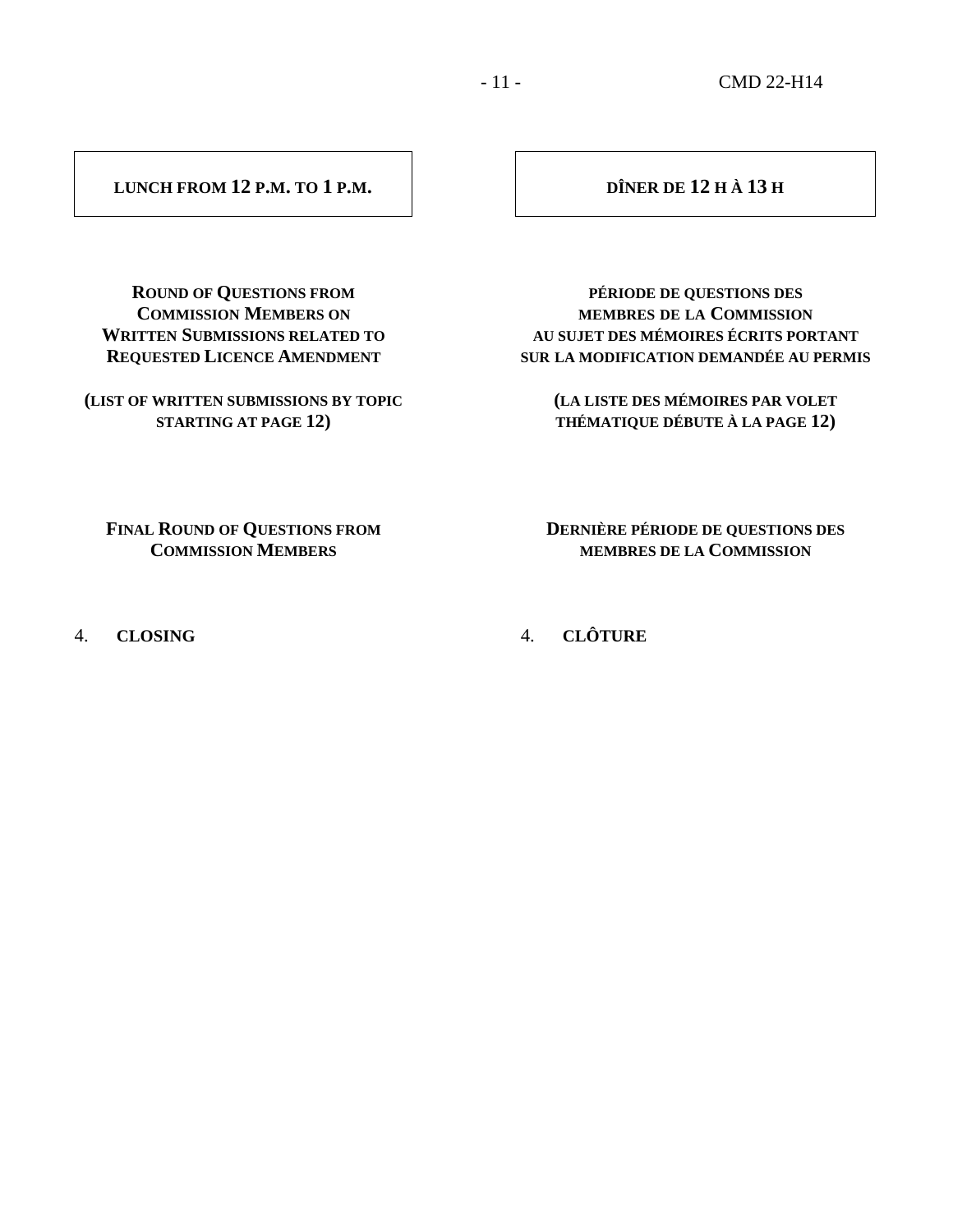**LUNCH FROM 12 P.M. TO 1 P.M.**

**DÎNER DE 12 H À 13 H**

**ROUND OF QUESTIONS FROM COMMISSION MEMBERS ON WRITTEN SUBMISSIONS RELATED TO REQUESTED LICENCE AMENDMENT**

**(LIST OF WRITTEN SUBMISSIONS BY TOPIC STARTING AT PAGE 12)**

**PÉRIODE DE QUESTIONS DES MEMBRES DE LA COMMISSION AU SUJET DES MÉMOIRES ÉCRITS PORTANT SUR LA MODIFICATION DEMANDÉE AU PERMIS**

**(LA LISTE DES MÉMOIRES PAR VOLET THÉMATIQUE DÉBUTE À LA PAGE 12)**

**FINAL ROUND OF QUESTIONS FROM COMMISSION MEMBERS**

**DERNIÈRE PÉRIODE DE QUESTIONS DES MEMBRES DE LA COMMISSION**

4. **CLOSING**

4. **CLÔTURE**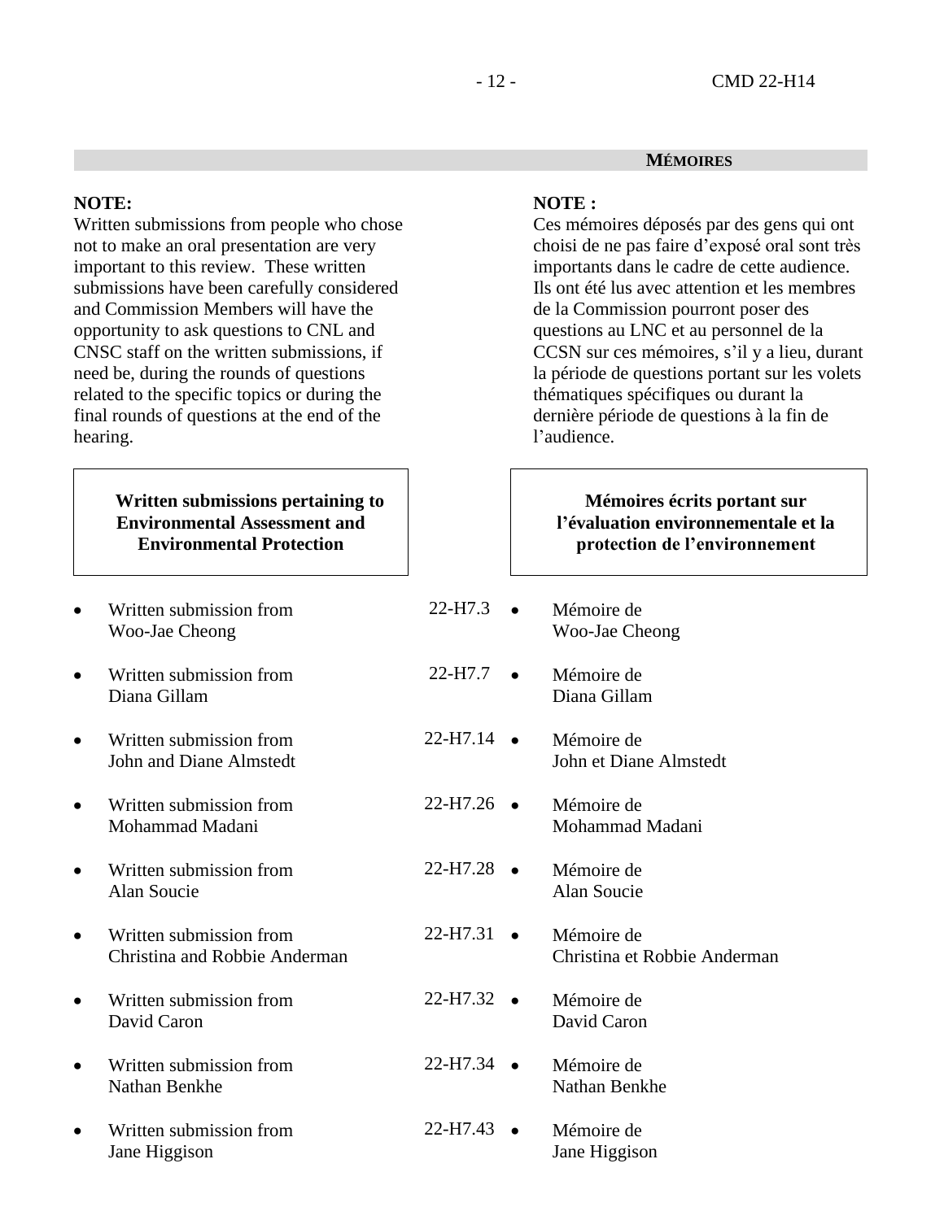## MÉMOIRES

**NOTE:**
Written submissions from people who chose not to make an oral presentation are very important to this review. These written submissions have been carefully considered and Commission Members will have the opportunity to ask questions to CNL and CNSC staff on the written submissions, if need be, during the rounds of questions related to the specific topics or during the final rounds of questions at the end of the hearing.

**NOTE :**
Ces mémoires déposés par des gens qui ont choisi de ne pas faire d'exposé oral sont très importants dans le cadre de cette audience. Ils ont été lus avec attention et les membres de la Commission pourront poser des questions au LNC et au personnel de la CCSN sur ces mémoires, s'il y a lieu, durant la période de questions portant sur les volets thématiques spécifiques ou durant la dernière période de questions à la fin de l'audience.

| Written submissions pertaining to Environmental Assessment and Environmental Protection | | Mémoires écrits portant sur l'évaluation environnementale et la protection de l'environnement |
|---|---|---|
| • Written submission from Woo-Jae Cheong | 22-H7.3 | • Mémoire de Woo-Jae Cheong |
| • Written submission from Diana Gillam | 22-H7.7 | • Mémoire de Diana Gillam |
| • Written submission from John and Diane Almstedt | 22-H7.14 | • Mémoire de John et Diane Almstedt |
| • Written submission from Mohammad Madani | 22-H7.26 | • Mémoire de Mohammad Madani |
| • Written submission from Alan Soucie | 22-H7.28 | • Mémoire de Alan Soucie |
| • Written submission from Christina and Robbie Anderman | 22-H7.31 | • Mémoire de Christina et Robbie Anderman |
| • Written submission from David Caron | 22-H7.32 | • Mémoire de David Caron |
| • Written submission from Nathan Benkhe | 22-H7.34 | • Mémoire de Nathan Benkhe |
| • Written submission from Jane Higgison | 22-H7.43 | • Mémoire de Jane Higgison |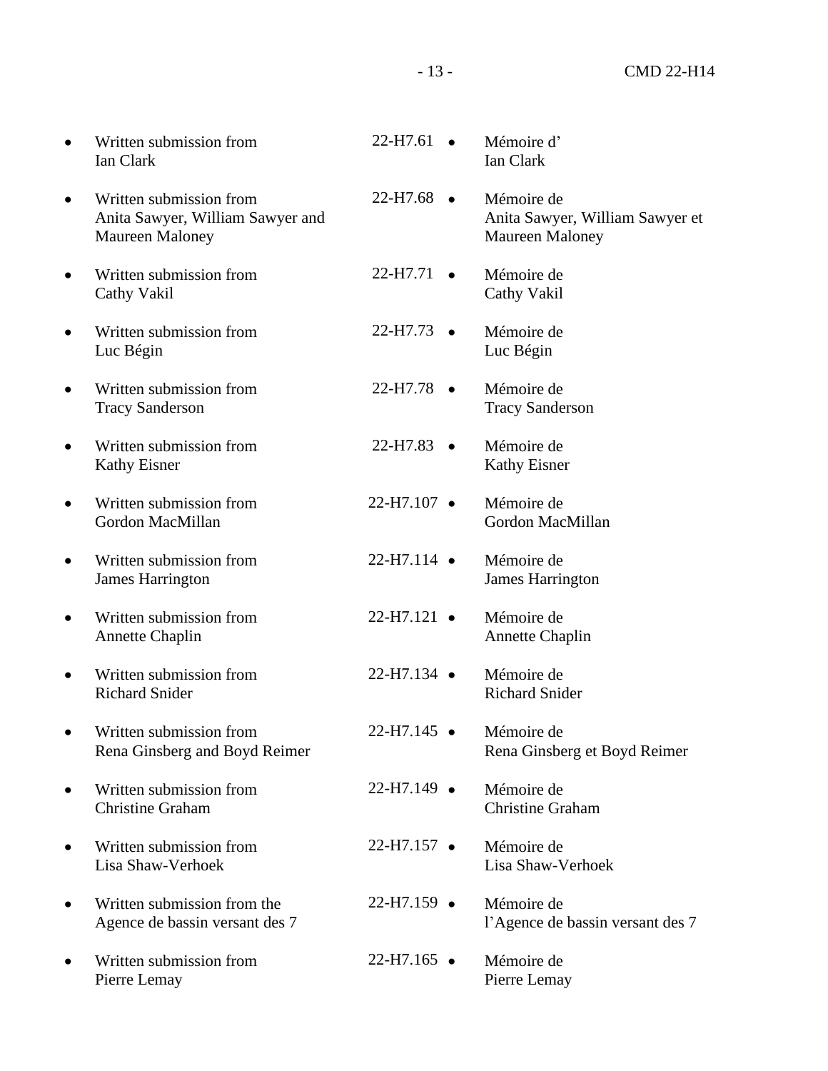| | | |
|---|---|---|
| • Written submission from Ian Clark | 22-H7.61 | • Mémoire d' Ian Clark |
| • Written submission from Anita Sawyer, William Sawyer and Maureen Maloney | 22-H7.68 | • Mémoire de Anita Sawyer, William Sawyer et Maureen Maloney |
| • Written submission from Cathy Vakil | 22-H7.71 | • Mémoire de Cathy Vakil |
| • Written submission from Luc Bégin | 22-H7.73 | • Mémoire de Luc Bégin |
| • Written submission from Tracy Sanderson | 22-H7.78 | • Mémoire de Tracy Sanderson |
| • Written submission from Kathy Eisner | 22-H7.83 | • Mémoire de Kathy Eisner |
| • Written submission from Gordon MacMillan | 22-H7.107 | • Mémoire de Gordon MacMillan |
| • Written submission from James Harrington | 22-H7.114 | • Mémoire de James Harrington |
| • Written submission from Annette Chaplin | 22-H7.121 | • Mémoire de Annette Chaplin |
| • Written submission from Richard Snider | 22-H7.134 | • Mémoire de Richard Snider |
| • Written submission from Rena Ginsberg and Boyd Reimer | 22-H7.145 | • Mémoire de Rena Ginsberg et Boyd Reimer |
| • Written submission from Christine Graham | 22-H7.149 | • Mémoire de Christine Graham |
| • Written submission from Lisa Shaw-Verhoek | 22-H7.157 | • Mémoire de Lisa Shaw-Verhoek |
| • Written submission from the Agence de bassin versant des 7 | 22-H7.159 | • Mémoire de l'Agence de bassin versant des 7 |
| • Written submission from Pierre Lemay | 22-H7.165 | • Mémoire de Pierre Lemay |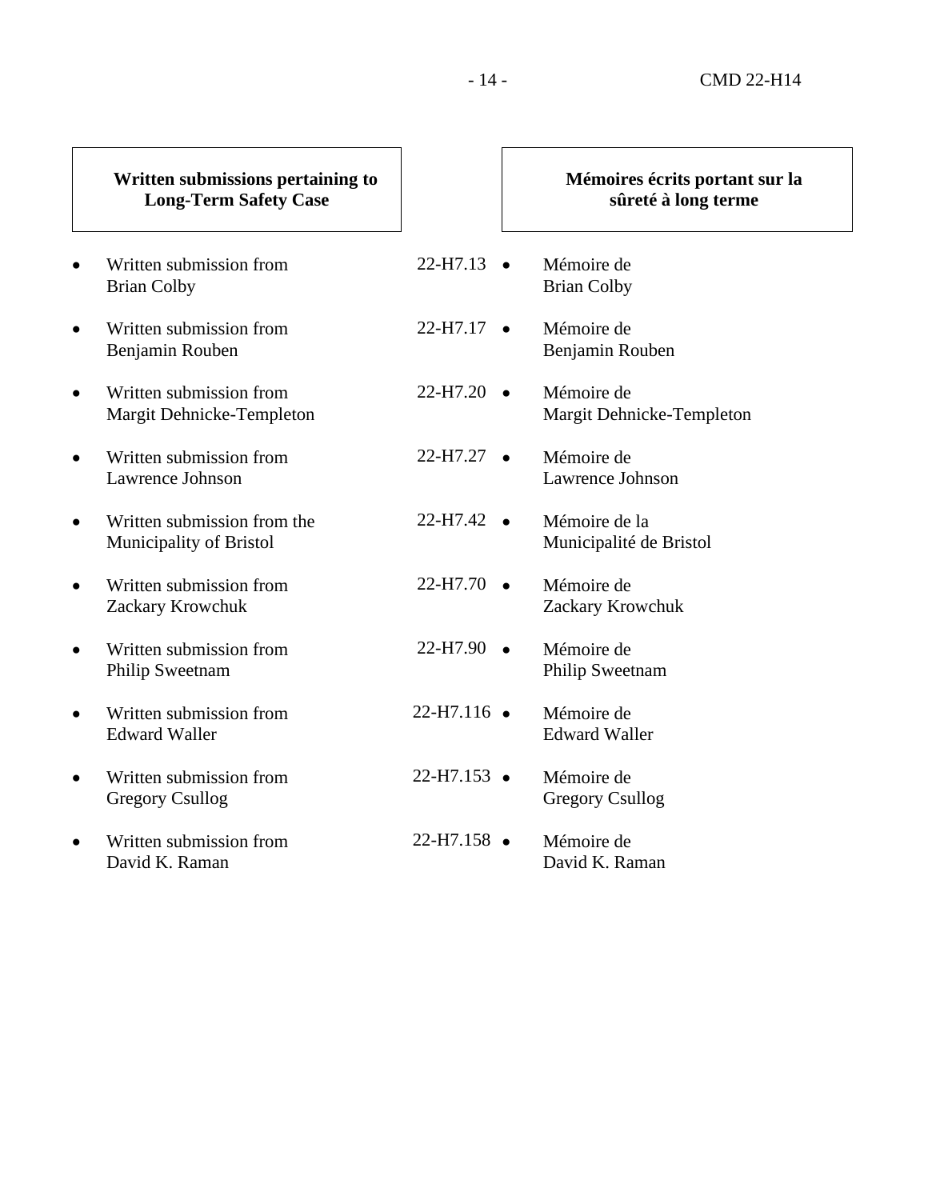| Written submissions pertaining to Long-Term Safety Case | | Mémoires écrits portant sur la sûreté à long terme |
|---|---|---|
| • Written submission from Brian Colby | 22-H7.13 | • Mémoire de Brian Colby |
| • Written submission from Benjamin Rouben | 22-H7.17 | • Mémoire de Benjamin Rouben |
| • Written submission from Margit Dehnicke-Templeton | 22-H7.20 | • Mémoire de Margit Dehnicke-Templeton |
| • Written submission from Lawrence Johnson | 22-H7.27 | • Mémoire de Lawrence Johnson |
| • Written submission from the Municipality of Bristol | 22-H7.42 | • Mémoire de la Municipalité de Bristol |
| • Written submission from Zackary Krowchuk | 22-H7.70 | • Mémoire de Zackary Krowchuk |
| • Written submission from Philip Sweetnam | 22-H7.90 | • Mémoire de Philip Sweetnam |
| • Written submission from Edward Waller | 22-H7.116 | • Mémoire de Edward Waller |
| • Written submission from Gregory Csullog | 22-H7.153 | • Mémoire de Gregory Csullog |
| • Written submission from David K. Raman | 22-H7.158 | • Mémoire de David K. Raman |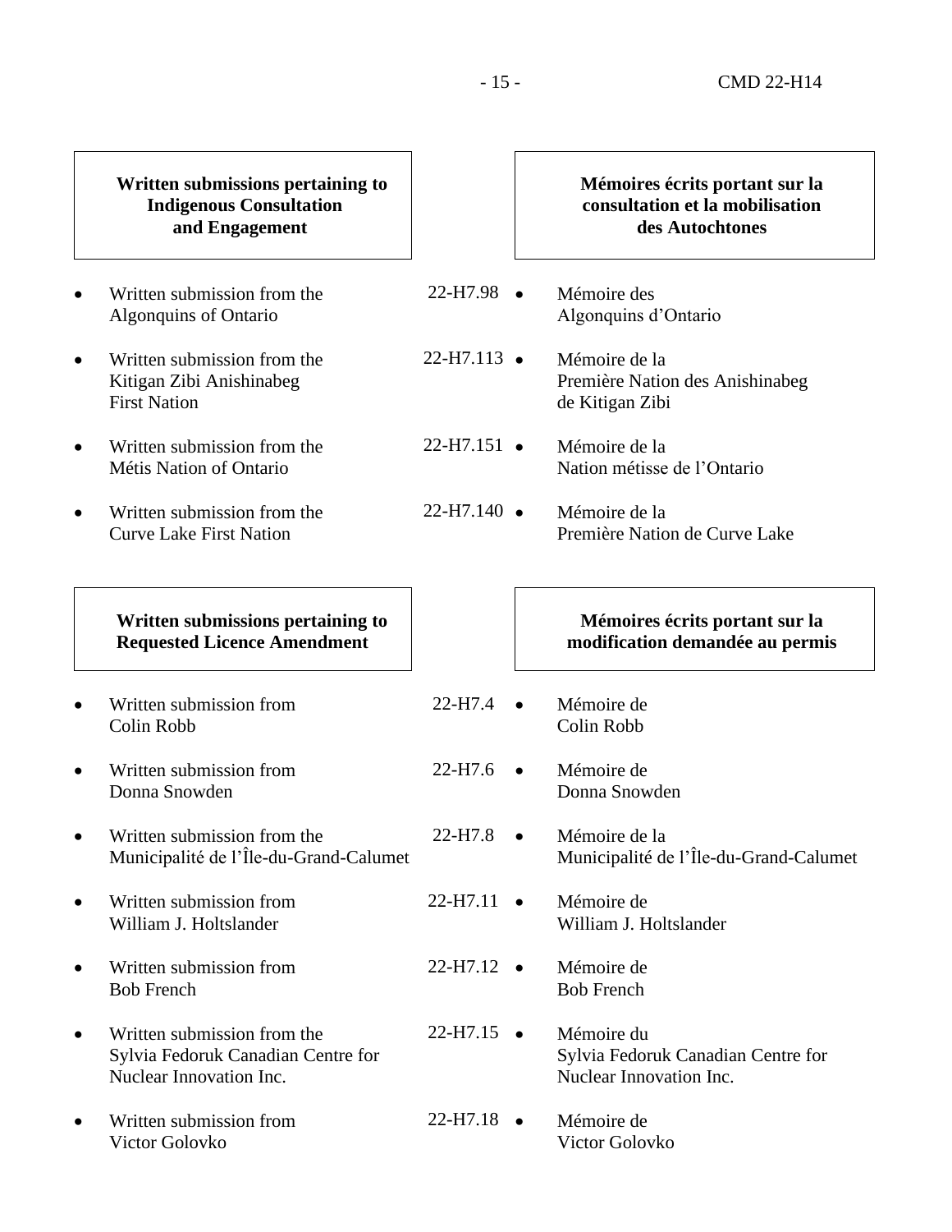| **Written submissions pertaining to Indigenous Consultation and Engagement** | | **Mémoires écrits portant sur la consultation et la mobilisation des Autochtones** |
| --- | --- | --- |
| • Written submission from the Algonquins of Ontario | 22-H7.98 | • Mémoire des Algonquins d'Ontario |
| • Written submission from the Kitigan Zibi Anishinabeg First Nation | 22-H7.113 | • Mémoire de la Première Nation des Anishinabeg de Kitigan Zibi |
| • Written submission from the Métis Nation of Ontario | 22-H7.151 | • Mémoire de la Nation métisse de l'Ontario |
| • Written submission from the Curve Lake First Nation | 22-H7.140 | • Mémoire de la Première Nation de Curve Lake |

| **Written submissions pertaining to Requested Licence Amendment** | | **Mémoires écrits portant sur la modification demandée au permis** |
| --- | --- | --- |
| • Written submission from Colin Robb | 22-H7.4 | • Mémoire de Colin Robb |
| • Written submission from Donna Snowden | 22-H7.6 | • Mémoire de Donna Snowden |
| • Written submission from the Municipalité de l'Île-du-Grand-Calumet | 22-H7.8 | • Mémoire de la Municipalité de l'Île-du-Grand-Calumet |
| • Written submission from William J. Holtslander | 22-H7.11 | • Mémoire de William J. Holtslander |
| • Written submission from Bob French | 22-H7.12 | • Mémoire de Bob French |
| • Written submission from the Sylvia Fedoruk Canadian Centre for Nuclear Innovation Inc. | 22-H7.15 | • Mémoire du Sylvia Fedoruk Canadian Centre for Nuclear Innovation Inc. |
| • Written submission from Victor Golovko | 22-H7.18 | • Mémoire de Victor Golovko |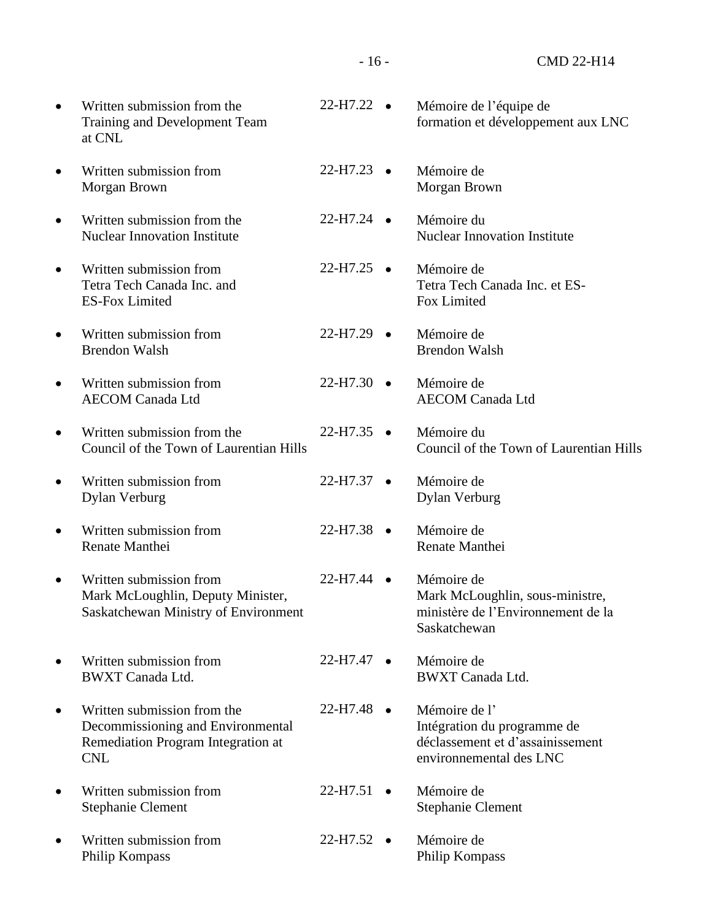| | | |
|---|---|---|
| • Written submission from the Training and Development Team at CNL | 22-H7.22 | • Mémoire de l'équipe de formation et développement aux LNC |
| • Written submission from Morgan Brown | 22-H7.23 | • Mémoire de Morgan Brown |
| • Written submission from the Nuclear Innovation Institute | 22-H7.24 | • Mémoire du Nuclear Innovation Institute |
| • Written submission from Tetra Tech Canada Inc. and ES-Fox Limited | 22-H7.25 | • Mémoire de Tetra Tech Canada Inc. et ES-Fox Limited |
| • Written submission from Brendon Walsh | 22-H7.29 | • Mémoire de Brendon Walsh |
| • Written submission from AECOM Canada Ltd | 22-H7.30 | • Mémoire de AECOM Canada Ltd |
| • Written submission from the Council of the Town of Laurentian Hills | 22-H7.35 | • Mémoire du Council of the Town of Laurentian Hills |
| • Written submission from Dylan Verburg | 22-H7.37 | • Mémoire de Dylan Verburg |
| • Written submission from Renate Manthei | 22-H7.38 | • Mémoire de Renate Manthei |
| • Written submission from Mark McLoughlin, Deputy Minister, Saskatchewan Ministry of Environment | 22-H7.44 | • Mémoire de Mark McLoughlin, sous-ministre, ministère de l'Environnement de la Saskatchewan |
| • Written submission from BWXT Canada Ltd. | 22-H7.47 | • Mémoire de BWXT Canada Ltd. |
| • Written submission from the Decommissioning and Environmental Remediation Program Integration at CNL | 22-H7.48 | • Mémoire de l' Intégration du programme de déclassement et d'assainissement environnemental des LNC |
| • Written submission from Stephanie Clement | 22-H7.51 | • Mémoire de Stephanie Clement |
| • Written submission from Philip Kompass | 22-H7.52 | • Mémoire de Philip Kompass |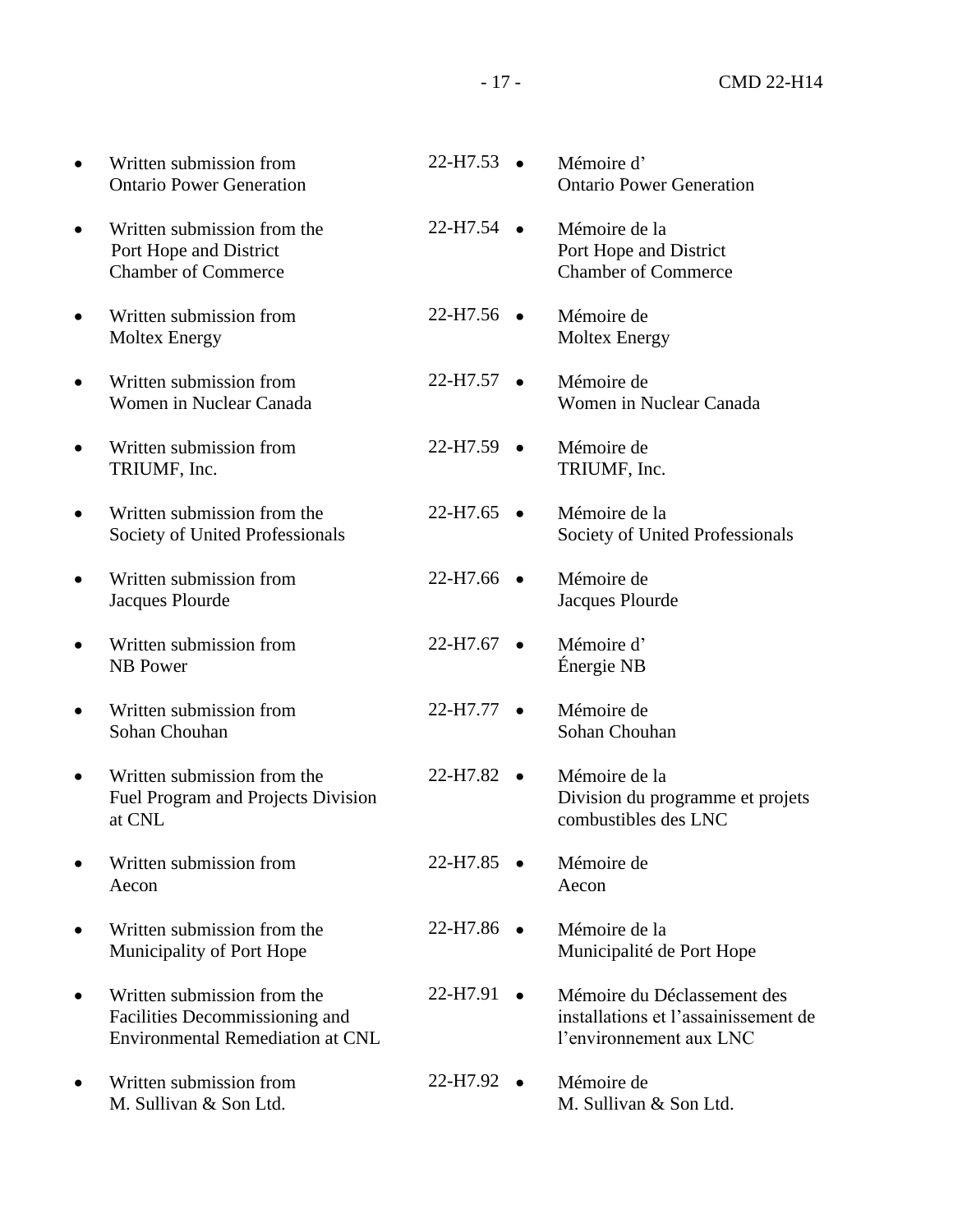| English | CMD | Français |
| --- | --- | --- |
| • Written submission from Ontario Power Generation | 22-H7.53 | • Mémoire d' Ontario Power Generation |
| • Written submission from the Port Hope and District Chamber of Commerce | 22-H7.54 | • Mémoire de la Port Hope and District Chamber of Commerce |
| • Written submission from Moltex Energy | 22-H7.56 | • Mémoire de Moltex Energy |
| • Written submission from Women in Nuclear Canada | 22-H7.57 | • Mémoire de Women in Nuclear Canada |
| • Written submission from TRIUMF, Inc. | 22-H7.59 | • Mémoire de TRIUMF, Inc. |
| • Written submission from the Society of United Professionals | 22-H7.65 | • Mémoire de la Society of United Professionals |
| • Written submission from Jacques Plourde | 22-H7.66 | • Mémoire de Jacques Plourde |
| • Written submission from NB Power | 22-H7.67 | • Mémoire d' Énergie NB |
| • Written submission from Sohan Chouhan | 22-H7.77 | • Mémoire de Sohan Chouhan |
| • Written submission from the Fuel Program and Projects Division at CNL | 22-H7.82 | • Mémoire de la Division du programme et projets combustibles des LNC |
| • Written submission from Aecon | 22-H7.85 | • Mémoire de Aecon |
| • Written submission from the Municipality of Port Hope | 22-H7.86 | • Mémoire de la Municipalité de Port Hope |
| • Written submission from the Facilities Decommissioning and Environmental Remediation at CNL | 22-H7.91 | • Mémoire du Déclassement des installations et l'assainissement de l'environnement aux LNC |
| • Written submission from M. Sullivan & Son Ltd. | 22-H7.92 | • Mémoire de M. Sullivan & Son Ltd. |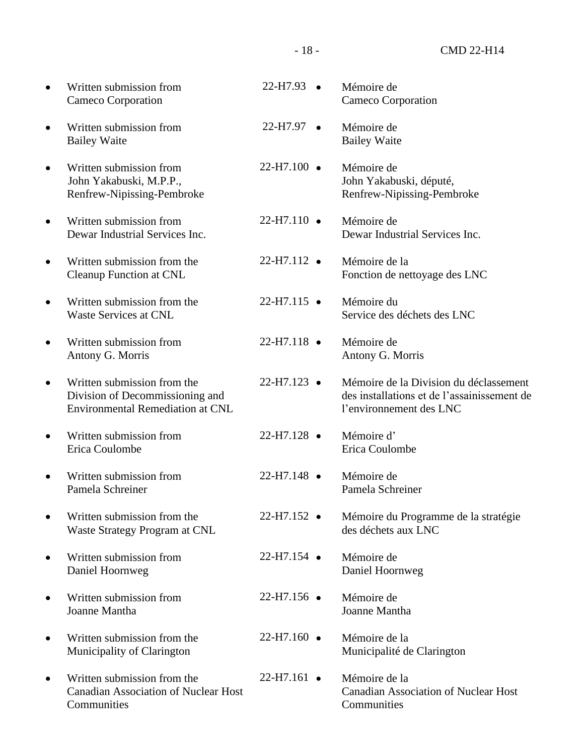| | | |
|---|---|---|
| • Written submission from Cameco Corporation | 22-H7.93 | • Mémoire de Cameco Corporation |
| • Written submission from Bailey Waite | 22-H7.97 | • Mémoire de Bailey Waite |
| • Written submission from John Yakabuski, M.P.P., Renfrew-Nipissing-Pembroke | 22-H7.100 | • Mémoire de John Yakabuski, député, Renfrew-Nipissing-Pembroke |
| • Written submission from Dewar Industrial Services Inc. | 22-H7.110 | • Mémoire de Dewar Industrial Services Inc. |
| • Written submission from the Cleanup Function at CNL | 22-H7.112 | • Mémoire de la Fonction de nettoyage des LNC |
| • Written submission from the Waste Services at CNL | 22-H7.115 | • Mémoire du Service des déchets des LNC |
| • Written submission from Antony G. Morris | 22-H7.118 | • Mémoire de Antony G. Morris |
| • Written submission from the Division of Decommissioning and Environmental Remediation at CNL | 22-H7.123 | • Mémoire de la Division du déclassement des installations et de l'assainissement de l'environnement des LNC |
| • Written submission from Erica Coulombe | 22-H7.128 | • Mémoire d' Erica Coulombe |
| • Written submission from Pamela Schreiner | 22-H7.148 | • Mémoire de Pamela Schreiner |
| • Written submission from the Waste Strategy Program at CNL | 22-H7.152 | • Mémoire du Programme de la stratégie des déchets aux LNC |
| • Written submission from Daniel Hoornweg | 22-H7.154 | • Mémoire de Daniel Hoornweg |
| • Written submission from Joanne Mantha | 22-H7.156 | • Mémoire de Joanne Mantha |
| • Written submission from the Municipality of Clarington | 22-H7.160 | • Mémoire de la Municipalité de Clarington |
| • Written submission from the Canadian Association of Nuclear Host Communities | 22-H7.161 | • Mémoire de la Canadian Association of Nuclear Host Communities |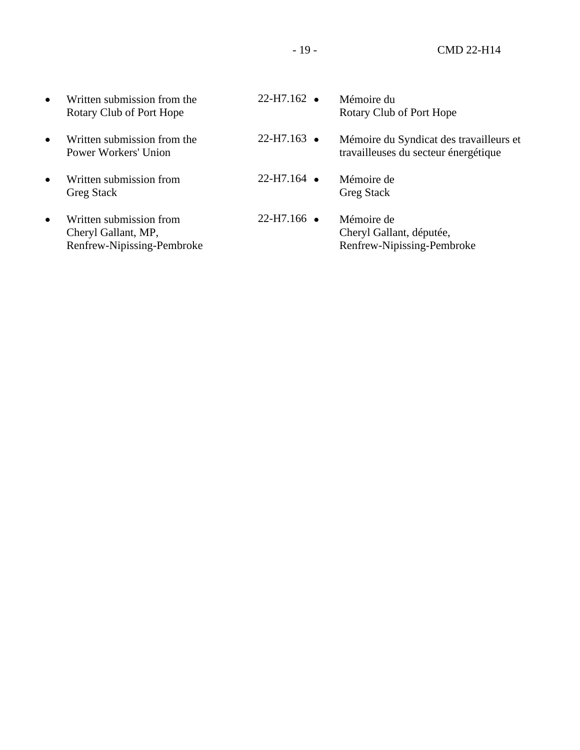| | | |
|---|---|---|
| • Written submission from the Rotary Club of Port Hope | 22-H7.162 | • Mémoire du Rotary Club of Port Hope |
| • Written submission from the Power Workers' Union | 22-H7.163 | • Mémoire du Syndicat des travailleurs et travailleuses du secteur énergétique |
| • Written submission from Greg Stack | 22-H7.164 | • Mémoire de Greg Stack |
| • Written submission from Cheryl Gallant, MP, Renfrew-Nipissing-Pembroke | 22-H7.166 | • Mémoire de Cheryl Gallant, députée, Renfrew-Nipissing-Pembroke |